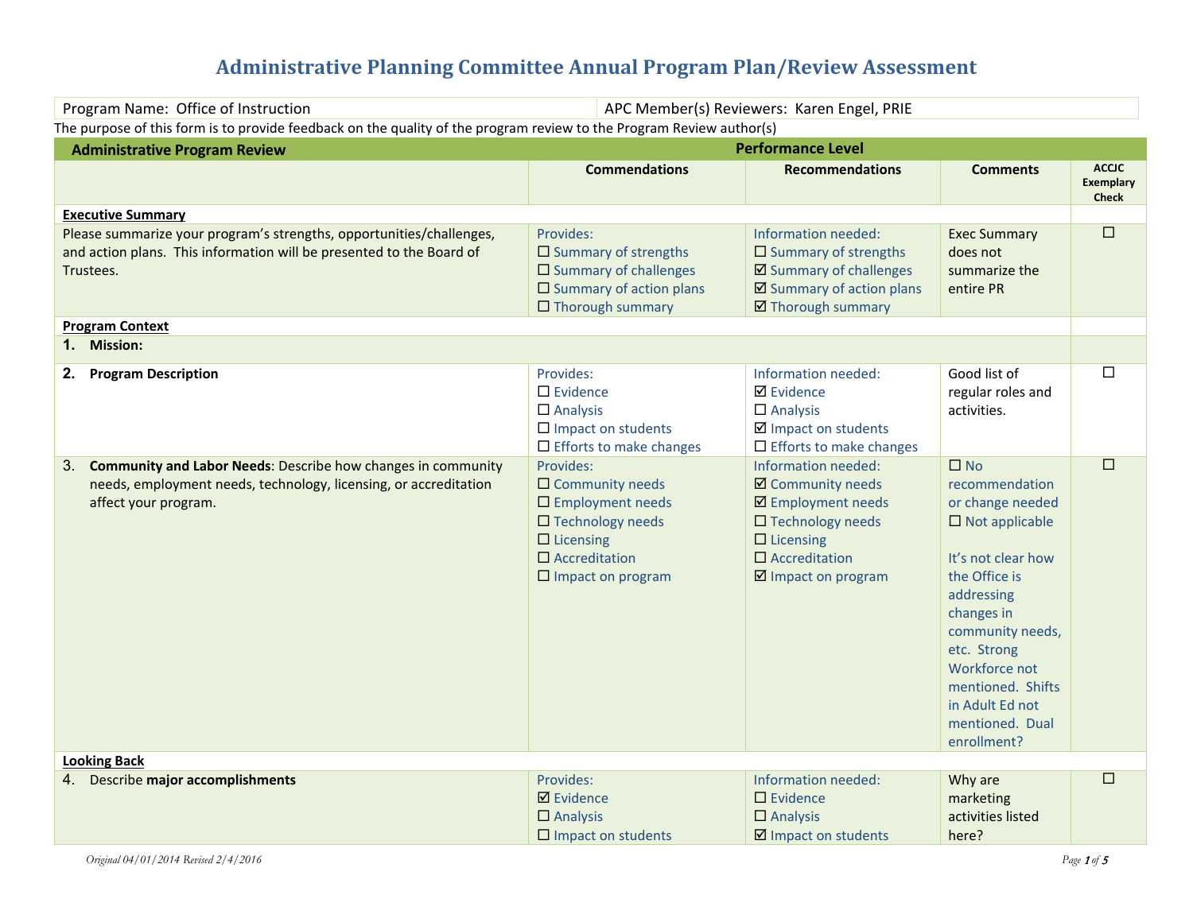# Administrative Planning Committee Annual Program Plan/Review Assessment

| Program Name: Office of Instruction | APC Member(s) Reviewers: Karen Engel, PRIE |
|---|---|

The purpose of this form is to provide feedback on the quality of the program review to the Program Review author(s)

| Administrative Program Review | Performance Level | | | |
|---|---|---|---|---|
| | **Commendations** | **Recommendations** | **Comments** | **ACCJC Exemplary Check** |
| **Executive Summary** | | | | |
| Please summarize your program's strengths, opportunities/challenges, and action plans. This information will be presented to the Board of Trustees. | Provides:<br>☐ Summary of strengths<br>☐ Summary of challenges<br>☐ Summary of action plans<br>☐ Thorough summary | Information needed:<br>☐ Summary of strengths<br>☑ Summary of challenges<br>☑ Summary of action plans<br>☑ Thorough summary | Exec Summary does not summarize the entire PR | ☐ |
| **Program Context** | | | | |
| **1. Mission:** | | | | |
| **2. Program Description** | Provides:<br>☐ Evidence<br>☐ Analysis<br>☐ Impact on students<br>☐ Efforts to make changes | Information needed:<br>☑ Evidence<br>☐ Analysis<br>☑ Impact on students<br>☐ Efforts to make changes | Good list of regular roles and activities. | ☐ |
| 3. **Community and Labor Needs**: Describe how changes in community needs, employment needs, technology, licensing, or accreditation affect your program. | Provides:<br>☐ Community needs<br>☐ Employment needs<br>☐ Technology needs<br>☐ Licensing<br>☐ Accreditation<br>☐ Impact on program | Information needed:<br>☑ Community needs<br>☑ Employment needs<br>☐ Technology needs<br>☐ Licensing<br>☐ Accreditation<br>☑ Impact on program | ☐ No recommendation or change needed<br>☐ Not applicable<br><br>It's not clear how the Office is addressing changes in community needs, etc. Strong Workforce not mentioned. Shifts in Adult Ed not mentioned. Dual enrollment? | ☐ |
| **Looking Back** | | | | |
| 4. Describe **major accomplishments** | Provides:<br>☑ Evidence<br>☐ Analysis<br>☐ Impact on students | Information needed:<br>☐ Evidence<br>☐ Analysis<br>☑ Impact on students | Why are marketing activities listed here? | ☐ |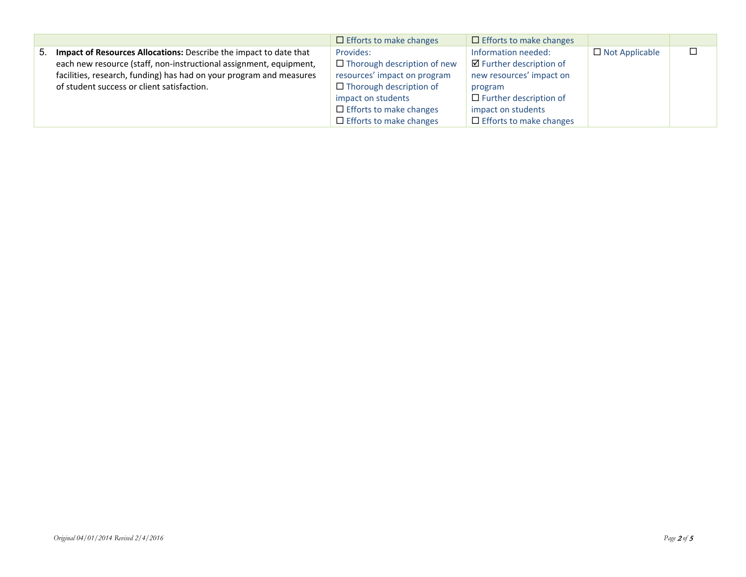| | | | | |
|---|---|---|---|---|
| | ☐ Efforts to make changes | ☐ Efforts to make changes | | |
| 5. **Impact of Resources Allocations:** Describe the impact to date that each new resource (staff, non-instructional assignment, equipment, facilities, research, funding) has had on your program and measures of student success or client satisfaction. | Provides:<br>☐ Thorough description of new resources' impact on program<br>☐ Thorough description of impact on students<br>☐ Efforts to make changes<br>☐ Efforts to make changes | Information needed:<br>☑ Further description of new resources' impact on program<br>☐ Further description of impact on students<br>☐ Efforts to make changes | ☐ Not Applicable | ☐ |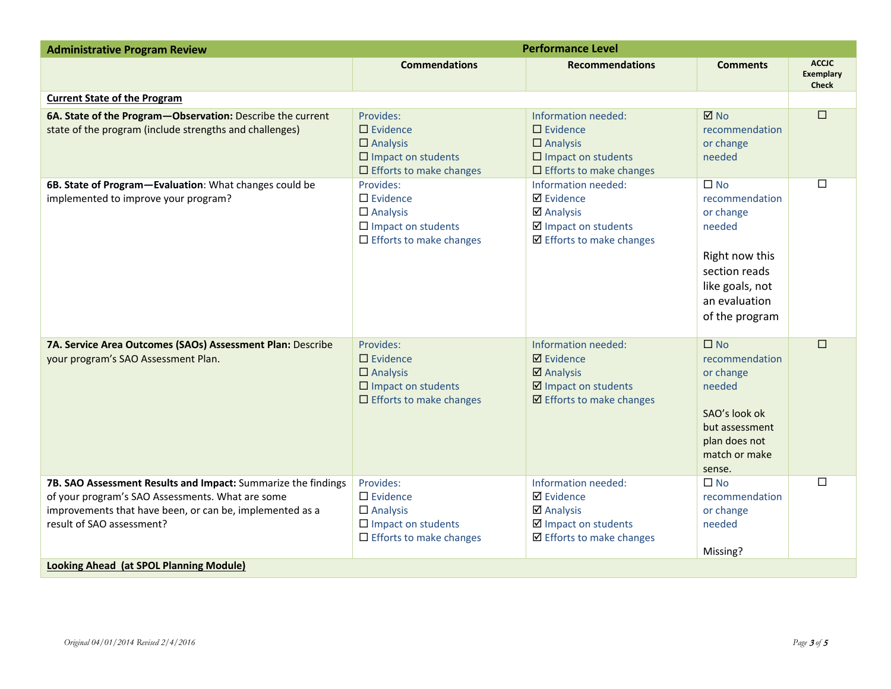| Administrative Program Review | Performance Level | | | |
|---|---|---|---|---|
| | **Commendations** | **Recommendations** | **Comments** | **ACCJC Exemplary Check** |
| **Current State of the Program** | | | | |
| **6A. State of the Program—Observation:** Describe the current state of the program (include strengths and challenges) | Provides: ☐ Evidence ☐ Analysis ☐ Impact on students ☐ Efforts to make changes | Information needed: ☐ Evidence ☐ Analysis ☐ Impact on students ☐ Efforts to make changes | ☑ No recommendation or change needed | ☐ |
| **6B. State of Program—Evaluation**: What changes could be implemented to improve your program? | Provides: ☐ Evidence ☐ Analysis ☐ Impact on students ☐ Efforts to make changes | Information needed: ☑ Evidence ☑ Analysis ☑ Impact on students ☑ Efforts to make changes | ☐ No recommendation or change needed<br><br>Right now this section reads like goals, not an evaluation of the program | ☐ |
| **7A. Service Area Outcomes (SAOs) Assessment Plan:** Describe your program's SAO Assessment Plan. | Provides: ☐ Evidence ☐ Analysis ☐ Impact on students ☐ Efforts to make changes | Information needed: ☑ Evidence ☑ Analysis ☑ Impact on students ☑ Efforts to make changes | ☐ No recommendation or change needed<br><br>SAO's look ok but assessment plan does not match or make sense. | ☐ |
| **7B. SAO Assessment Results and Impact:** Summarize the findings of your program's SAO Assessments. What are some improvements that have been, or can be, implemented as a result of SAO assessment? | Provides: ☐ Evidence ☐ Analysis ☐ Impact on students ☐ Efforts to make changes | Information needed: ☑ Evidence ☑ Analysis ☑ Impact on students ☑ Efforts to make changes | ☐ No recommendation or change needed<br><br>Missing? | ☐ |
| **Looking Ahead (at SPOL Planning Module)** | | | | |

*Original 04/01/2014 Revised 2/4/2016*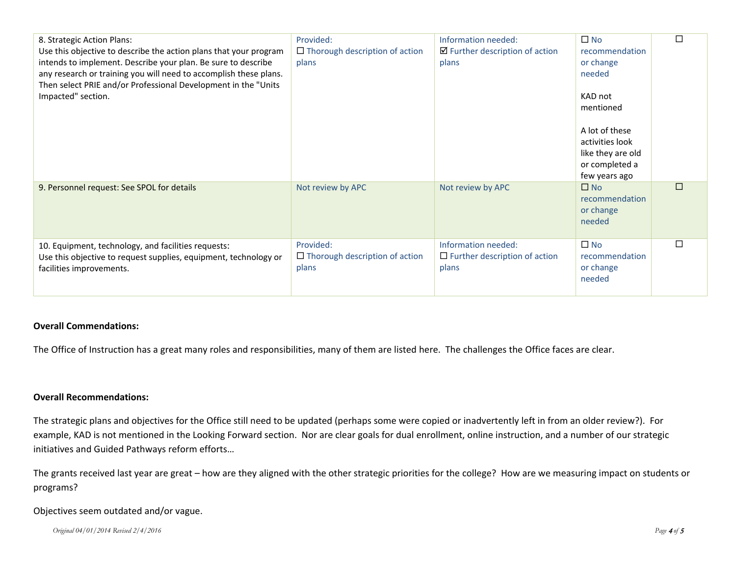| | | | | |
|---|---|---|---|---|
| 8. Strategic Action Plans:<br>Use this objective to describe the action plans that your program intends to implement. Describe your plan. Be sure to describe any research or training you will need to accomplish these plans. Then select PRIE and/or Professional Development in the "Units Impacted" section. | Provided:<br>☐ Thorough description of action plans | Information needed:<br>☑ Further description of action plans | ☐ No recommendation or change needed<br><br>KAD not mentioned<br><br>A lot of these activities look like they are old or completed a few years ago | ☐ |
| 9. Personnel request: See SPOL for details | Not review by APC | Not review by APC | ☐ No recommendation or change needed | ☐ |
| 10. Equipment, technology, and facilities requests:<br>Use this objective to request supplies, equipment, technology or facilities improvements. | Provided:<br>☐ Thorough description of action plans | Information needed:<br>☐ Further description of action plans | ☐ No recommendation or change needed | ☐ |

**Overall Commendations:**

The Office of Instruction has a great many roles and responsibilities, many of them are listed here. The challenges the Office faces are clear.

**Overall Recommendations:**

The strategic plans and objectives for the Office still need to be updated (perhaps some were copied or inadvertently left in from an older review?). For example, KAD is not mentioned in the Looking Forward section. Nor are clear goals for dual enrollment, online instruction, and a number of our strategic initiatives and Guided Pathways reform efforts…

The grants received last year are great – how are they aligned with the other strategic priorities for the college? How are we measuring impact on students or programs?

Objectives seem outdated and/or vague.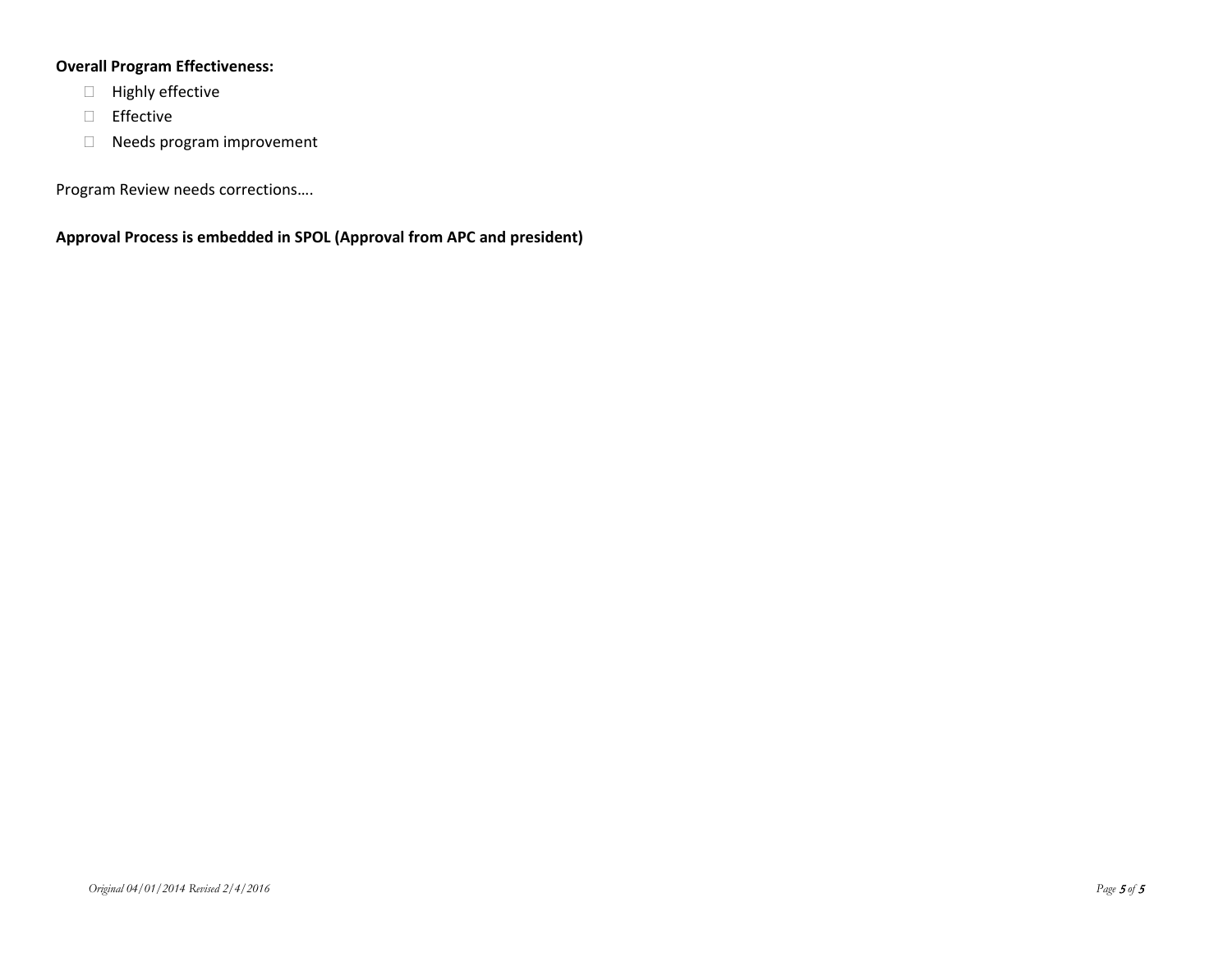**Overall Program Effectiveness:**

- ☐ Highly effective
- ☐ Effective
- ☐ Needs program improvement

Program Review needs corrections….

**Approval Process is embedded in SPOL (Approval from APC and president)**

*Original 04/01/2014 Revised 2/4/2016*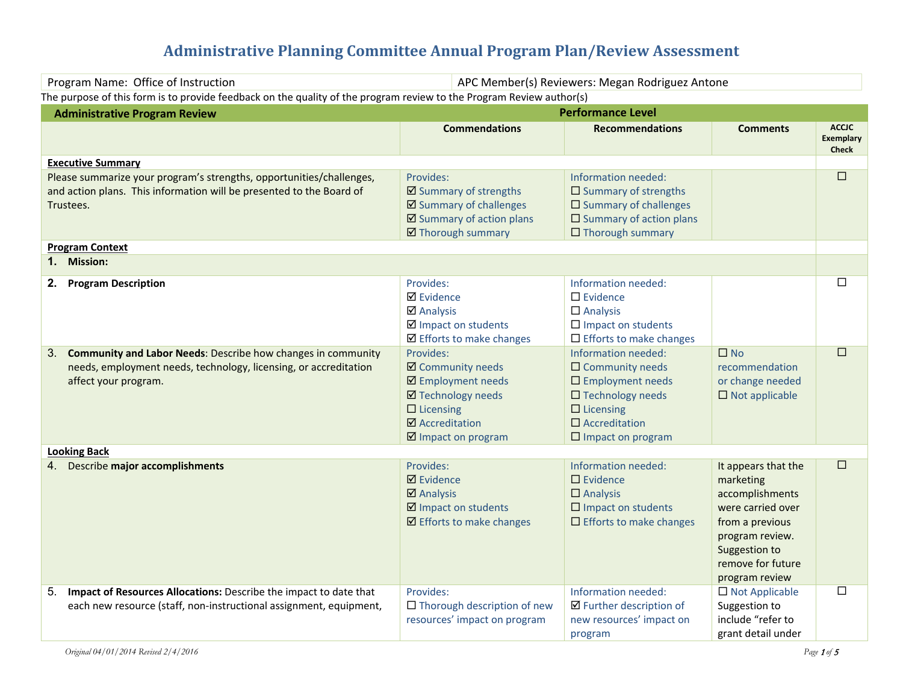# Administrative Planning Committee Annual Program Plan/Review Assessment

| Program Name: Office of Instruction | APC Member(s) Reviewers: Megan Rodriguez Antone |
|---|---|

The purpose of this form is to provide feedback on the quality of the program review to the Program Review author(s)

| Administrative Program Review | Performance Level | | | |
|---|---|---|---|---|
| | **Commendations** | **Recommendations** | **Comments** | **ACCJC Exemplary Check** |
| **Executive Summary** | | | | |
| Please summarize your program's strengths, opportunities/challenges, and action plans. This information will be presented to the Board of Trustees. | Provides:<br>☑ Summary of strengths<br>☑ Summary of challenges<br>☑ Summary of action plans<br>☑ Thorough summary | Information needed:<br>☐ Summary of strengths<br>☐ Summary of challenges<br>☐ Summary of action plans<br>☐ Thorough summary | | ☐ |
| **Program Context** | | | | |
| **1. Mission:** | | | | |
| **2. Program Description** | Provides:<br>☑ Evidence<br>☑ Analysis<br>☑ Impact on students<br>☑ Efforts to make changes | Information needed:<br>☐ Evidence<br>☐ Analysis<br>☐ Impact on students<br>☐ Efforts to make changes | | ☐ |
| 3. **Community and Labor Needs**: Describe how changes in community needs, employment needs, technology, licensing, or accreditation affect your program. | Provides:<br>☑ Community needs<br>☑ Employment needs<br>☑ Technology needs<br>☐ Licensing<br>☑ Accreditation<br>☑ Impact on program | Information needed:<br>☐ Community needs<br>☐ Employment needs<br>☐ Technology needs<br>☐ Licensing<br>☐ Accreditation<br>☐ Impact on program | ☐ No recommendation or change needed<br>☐ Not applicable | ☐ |
| **Looking Back** | | | | |
| 4. Describe **major accomplishments** | Provides:<br>☑ Evidence<br>☑ Analysis<br>☑ Impact on students<br>☑ Efforts to make changes | Information needed:<br>☐ Evidence<br>☐ Analysis<br>☐ Impact on students<br>☐ Efforts to make changes | It appears that the marketing accomplishments were carried over from a previous program review. Suggestion to remove for future program review | ☐ |
| 5. **Impact of Resources Allocations:** Describe the impact to date that each new resource (staff, non-instructional assignment, equipment, | Provides:<br>☐ Thorough description of new resources' impact on program | Information needed:<br>☑ Further description of new resources' impact on program | ☐ Not Applicable<br>Suggestion to include "refer to grant detail under | ☐ |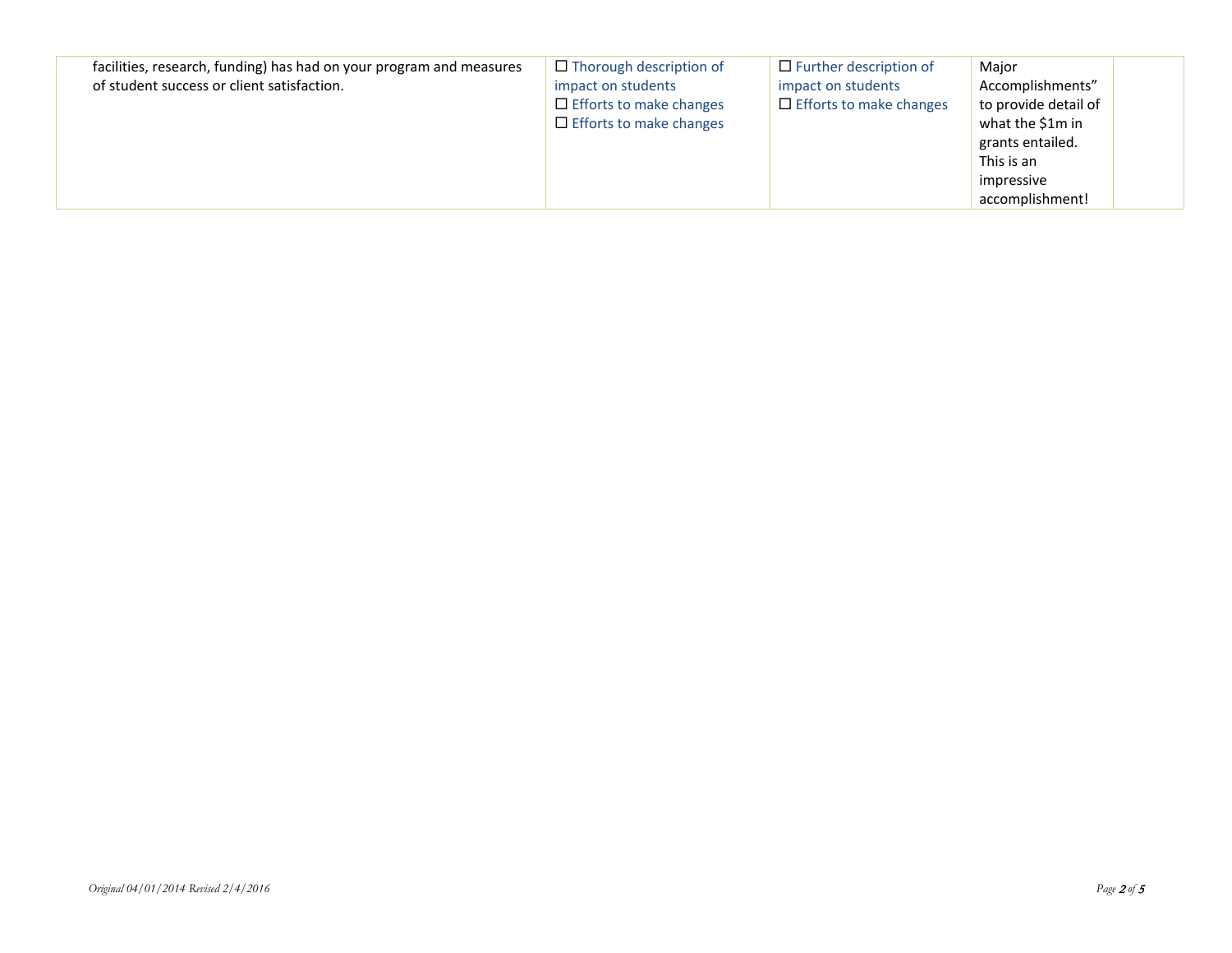| | | | | |
|---|---|---|---|---|
| facilities, research, funding) has had on your program and measures of student success or client satisfaction. | ☐ Thorough description of impact on students<br>☐ Efforts to make changes<br>☐ Efforts to make changes | ☐ Further description of impact on students<br>☐ Efforts to make changes | Major Accomplishments" to provide detail of what the $1m in grants entailed. This is an impressive accomplishment! | |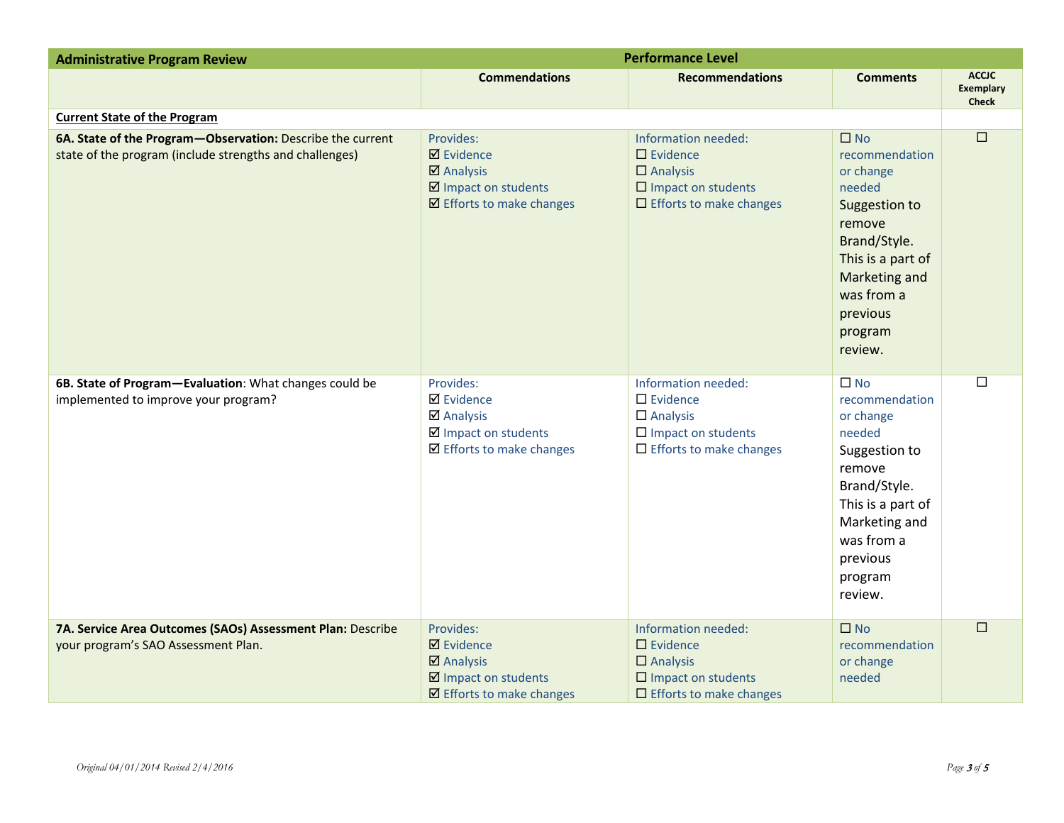| Administrative Program Review | Performance Level | | | |
|---|---|---|---|---|
| | **Commendations** | **Recommendations** | **Comments** | **ACCJC Exemplary Check** |
| **Current State of the Program** | | | | |
| **6A. State of the Program—Observation:** Describe the current state of the program (include strengths and challenges) | Provides:<br>☑ Evidence<br>☑ Analysis<br>☑ Impact on students<br>☑ Efforts to make changes | Information needed:<br>☐ Evidence<br>☐ Analysis<br>☐ Impact on students<br>☐ Efforts to make changes | ☐ No recommendation or change needed<br>Suggestion to remove Brand/Style. This is a part of Marketing and was from a previous program review. | ☐ |
| **6B. State of Program—Evaluation**: What changes could be implemented to improve your program? | Provides:<br>☑ Evidence<br>☑ Analysis<br>☑ Impact on students<br>☑ Efforts to make changes | Information needed:<br>☐ Evidence<br>☐ Analysis<br>☐ Impact on students<br>☐ Efforts to make changes | ☐ No recommendation or change needed<br>Suggestion to remove Brand/Style. This is a part of Marketing and was from a previous program review. | ☐ |
| **7A. Service Area Outcomes (SAOs) Assessment Plan:** Describe your program's SAO Assessment Plan. | Provides:<br>☑ Evidence<br>☑ Analysis<br>☑ Impact on students<br>☑ Efforts to make changes | Information needed:<br>☐ Evidence<br>☐ Analysis<br>☐ Impact on students<br>☐ Efforts to make changes | ☐ No recommendation or change needed | ☐ |

*Original 04/01/2014 Revised 2/4/2016*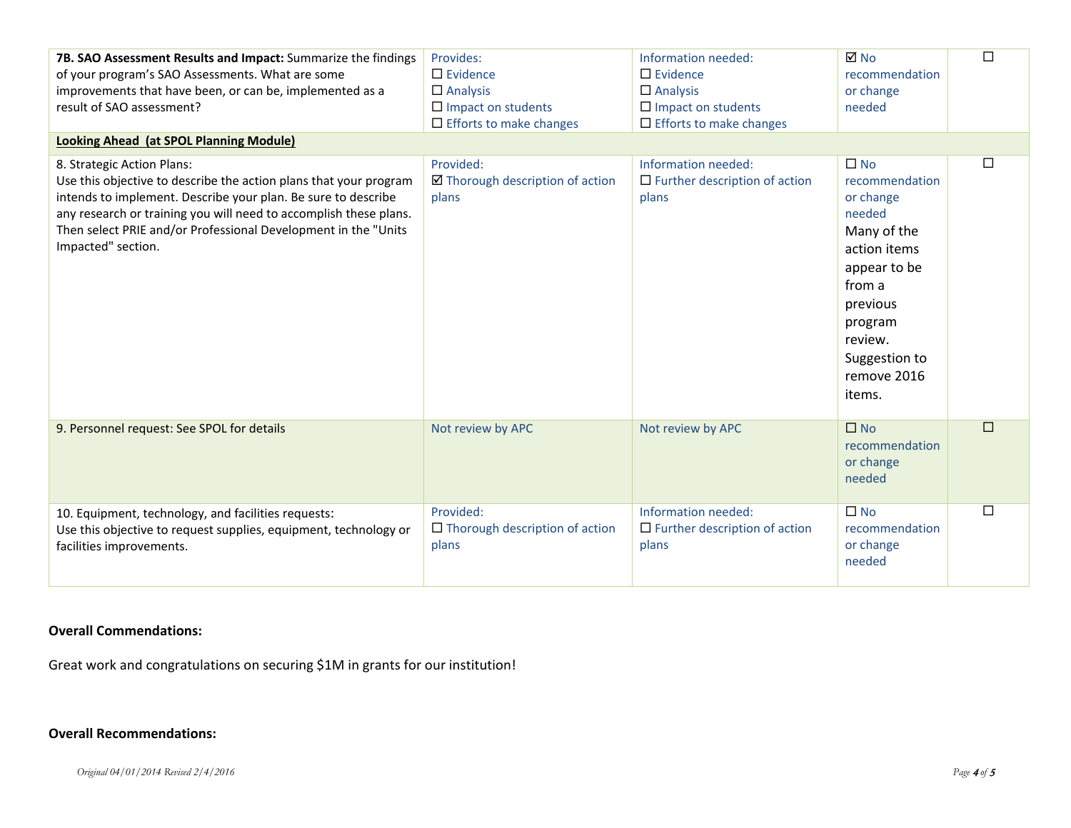| 7B. **SAO Assessment Results and Impact:** Summarize the findings of your program's SAO Assessments. What are some improvements that have been, or can be, implemented as a result of SAO assessment? | Provides:<br>☐ Evidence<br>☐ Analysis<br>☐ Impact on students<br>☐ Efforts to make changes | Information needed:<br>☐ Evidence<br>☐ Analysis<br>☐ Impact on students<br>☐ Efforts to make changes | ☑ No recommendation or change needed | ☐ |
|---|---|---|---|---|
| **Looking Ahead (at SPOL Planning Module)** | | | | |
| 8. Strategic Action Plans:<br>Use this objective to describe the action plans that your program intends to implement. Describe your plan. Be sure to describe any research or training you will need to accomplish these plans. Then select PRIE and/or Professional Development in the "Units Impacted" section. | Provided:<br>☑ Thorough description of action plans | Information needed:<br>☐ Further description of action plans | ☐ No recommendation or change needed<br>Many of the action items appear to be from a previous program review. Suggestion to remove 2016 items. | ☐ |
| 9. Personnel request: See SPOL for details | Not review by APC | Not review by APC | ☐ No recommendation or change needed | ☐ |
| 10. Equipment, technology, and facilities requests:<br>Use this objective to request supplies, equipment, technology or facilities improvements. | Provided:<br>☐ Thorough description of action plans | Information needed:<br>☐ Further description of action plans | ☐ No recommendation or change needed | ☐ |

**Overall Commendations:**

Great work and congratulations on securing $1M in grants for our institution!

**Overall Recommendations:**

*Original 04/01/2014 Revised 2/4/2016*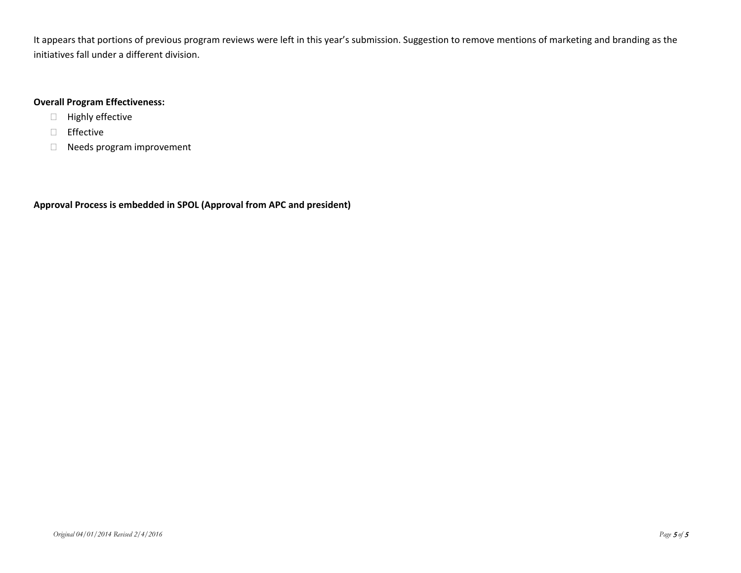It appears that portions of previous program reviews were left in this year's submission. Suggestion to remove mentions of marketing and branding as the initiatives fall under a different division.

**Overall Program Effectiveness:**

- ☐ Highly effective
- ☐ Effective
- ☐ Needs program improvement

**Approval Process is embedded in SPOL (Approval from APC and president)**

*Original 04/01/2014 Revised 2/4/2016*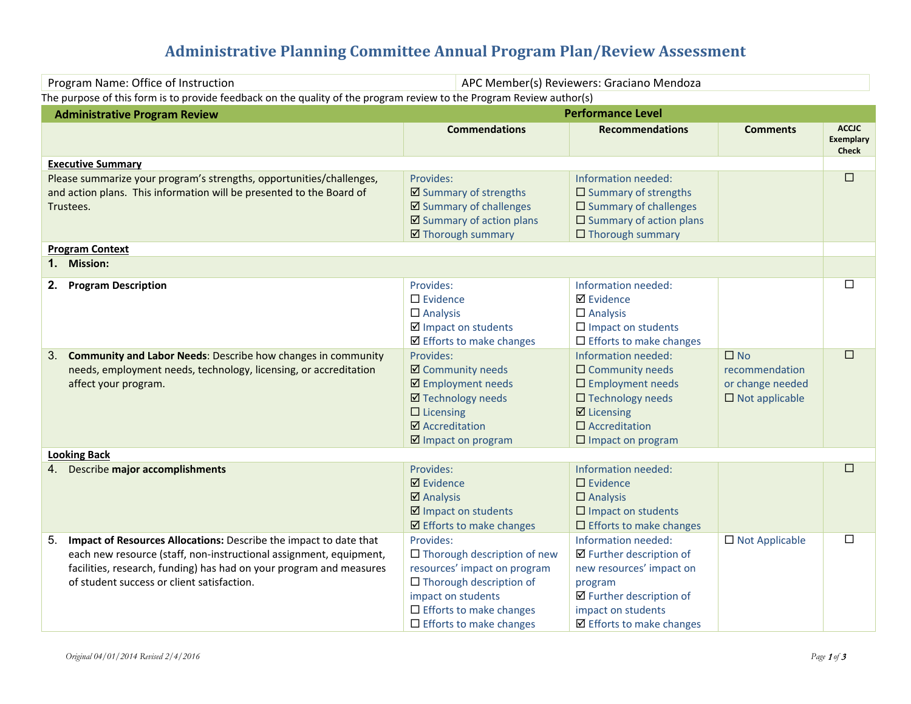# Administrative Planning Committee Annual Program Plan/Review Assessment

| Program Name: Office of Instruction | APC Member(s) Reviewers: Graciano Mendoza |
|---|---|

The purpose of this form is to provide feedback on the quality of the program review to the Program Review author(s)

| Administrative Program Review | Performance Level | | | |
|---|---|---|---|---|
| | Commendations | Recommendations | Comments | ACCJC Exemplary Check |
| **Executive Summary** | | | | |
| Please summarize your program's strengths, opportunities/challenges, and action plans. This information will be presented to the Board of Trustees. | Provides:<br>☑ Summary of strengths<br>☑ Summary of challenges<br>☑ Summary of action plans<br>☑ Thorough summary | Information needed:<br>☐ Summary of strengths<br>☐ Summary of challenges<br>☐ Summary of action plans<br>☐ Thorough summary | | ☐ |
| **Program Context** | | | | |
| **1. Mission:** | | | | |
| **2. Program Description** | Provides:<br>☐ Evidence<br>☐ Analysis<br>☑ Impact on students<br>☑ Efforts to make changes | Information needed:<br>☑ Evidence<br>☐ Analysis<br>☐ Impact on students<br>☐ Efforts to make changes | | ☐ |
| 3. **Community and Labor Needs**: Describe how changes in community needs, employment needs, technology, licensing, or accreditation affect your program. | Provides:<br>☑ Community needs<br>☑ Employment needs<br>☑ Technology needs<br>☐ Licensing<br>☑ Accreditation<br>☑ Impact on program | Information needed:<br>☐ Community needs<br>☐ Employment needs<br>☐ Technology needs<br>☑ Licensing<br>☐ Accreditation<br>☐ Impact on program | ☐ No recommendation or change needed<br>☐ Not applicable | ☐ |
| **Looking Back** | | | | |
| 4. Describe **major accomplishments** | Provides:<br>☑ Evidence<br>☑ Analysis<br>☑ Impact on students<br>☑ Efforts to make changes | Information needed:<br>☐ Evidence<br>☐ Analysis<br>☐ Impact on students<br>☐ Efforts to make changes | | ☐ |
| 5. **Impact of Resources Allocations:** Describe the impact to date that each new resource (staff, non-instructional assignment, equipment, facilities, research, funding) has had on your program and measures of student success or client satisfaction. | Provides:<br>☐ Thorough description of new resources' impact on program<br>☐ Thorough description of impact on students<br>☐ Efforts to make changes<br>☐ Efforts to make changes | Information needed:<br>☑ Further description of new resources' impact on program<br>☑ Further description of impact on students<br>☑ Efforts to make changes | ☐ Not Applicable | ☐ |

*Original 04/01/2014 Revised 2/4/2016*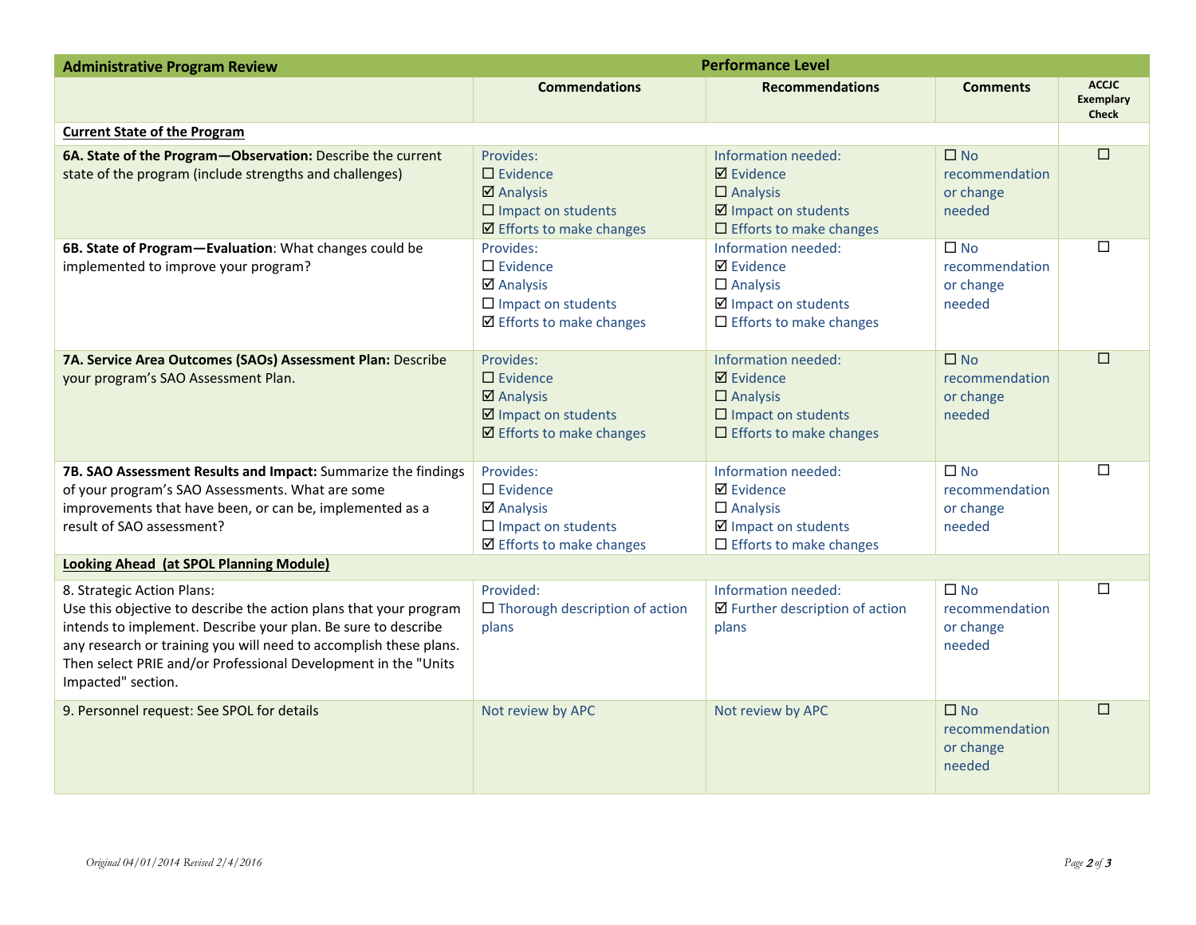| Administrative Program Review | Performance Level | | | |
|---|---|---|---|---|
| | **Commendations** | **Recommendations** | **Comments** | **ACCJC Exemplary Check** |
| **Current State of the Program** | | | | |
| **6A. State of the Program—Observation:** Describe the current state of the program (include strengths and challenges) | Provides:<br>☐ Evidence<br>☑ Analysis<br>☐ Impact on students<br>☑ Efforts to make changes | Information needed:<br>☑ Evidence<br>☐ Analysis<br>☑ Impact on students<br>☐ Efforts to make changes | ☐ No recommendation or change needed | ☐ |
| **6B. State of Program—Evaluation**: What changes could be implemented to improve your program? | Provides:<br>☐ Evidence<br>☑ Analysis<br>☐ Impact on students<br>☑ Efforts to make changes | Information needed:<br>☑ Evidence<br>☐ Analysis<br>☑ Impact on students<br>☐ Efforts to make changes | ☐ No recommendation or change needed | ☐ |
| **7A. Service Area Outcomes (SAOs) Assessment Plan:** Describe your program's SAO Assessment Plan. | Provides:<br>☐ Evidence<br>☑ Analysis<br>☑ Impact on students<br>☑ Efforts to make changes | Information needed:<br>☑ Evidence<br>☐ Analysis<br>☐ Impact on students<br>☐ Efforts to make changes | ☐ No recommendation or change needed | ☐ |
| **7B. SAO Assessment Results and Impact:** Summarize the findings of your program's SAO Assessments. What are some improvements that have been, or can be, implemented as a result of SAO assessment? | Provides:<br>☐ Evidence<br>☑ Analysis<br>☐ Impact on students<br>☑ Efforts to make changes | Information needed:<br>☑ Evidence<br>☐ Analysis<br>☑ Impact on students<br>☐ Efforts to make changes | ☐ No recommendation or change needed | ☐ |
| **Looking Ahead (at SPOL Planning Module)** | | | | |
| 8. Strategic Action Plans:<br>Use this objective to describe the action plans that your program intends to implement. Describe your plan. Be sure to describe any research or training you will need to accomplish these plans. Then select PRIE and/or Professional Development in the "Units Impacted" section. | Provided:<br>☐ Thorough description of action plans | Information needed:<br>☑ Further description of action plans | ☐ No recommendation or change needed | ☐ |
| 9. Personnel request: See SPOL for details | Not review by APC | Not review by APC | ☐ No recommendation or change needed | ☐ |

*Original 04/01/2014 Revised 2/4/2016*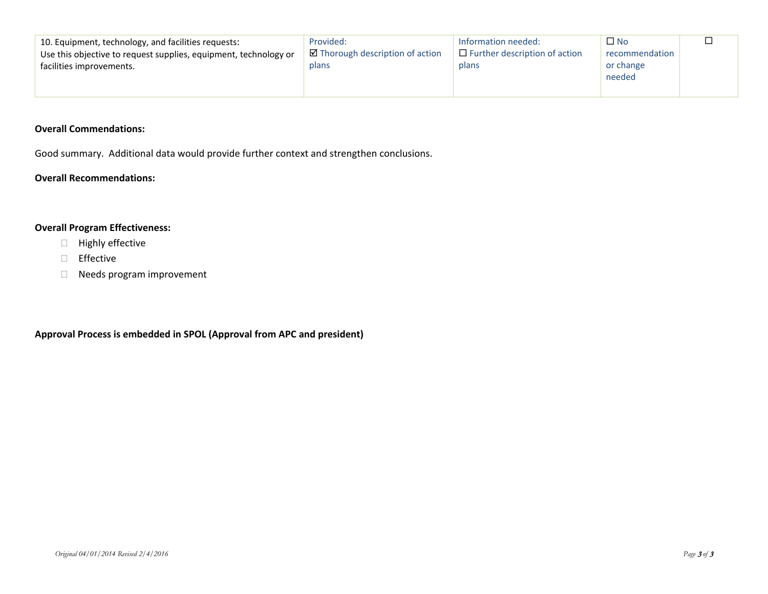| | | | | |
|---|---|---|---|---|
| 10. Equipment, technology, and facilities requests:<br>Use this objective to request supplies, equipment, technology or facilities improvements. | Provided:<br>☑ Thorough description of action plans | Information needed:<br>☐ Further description of action plans | ☐ No recommendation or change needed | ☐ |

**Overall Commendations:**

Good summary. Additional data would provide further context and strengthen conclusions.

**Overall Recommendations:**

**Overall Program Effectiveness:**

- ☐ Highly effective
- ☐ Effective
- ☐ Needs program improvement

**Approval Process is embedded in SPOL (Approval from APC and president)**

*Original 04/01/2014 Revised 2/4/2016*